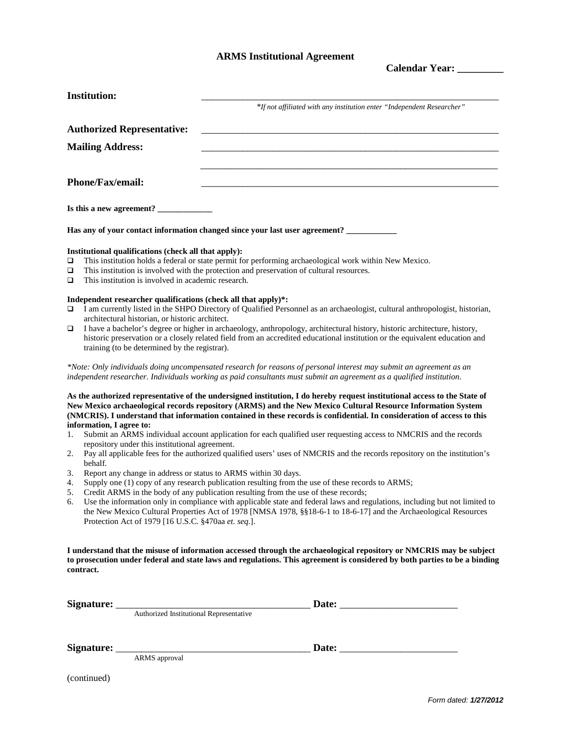# ARMS Institutional Agreement

**Calendar Year: _________**

**Institution:** ________________________________________________________________

*\*If not affiliated with any institution enter "Independent Researcher"*

**Authorized Representative:** ________________________________________________________________

**Mailing Address:** ________________________________________________________________

________________________________________________________________

**Phone/Fax/email:** ________________________________________________________________

**Is this a new agreement?** _____________

**Has any of your contact information changed since your last user agreement?** ____________

**Institutional qualifications (check all that apply):**

- ☐ This institution holds a federal or state permit for performing archaeological work within New Mexico.
- ☐ This institution is involved with the protection and preservation of cultural resources.
- ☐ This institution is involved in academic research.

**Independent researcher qualifications (check all that apply)\*:**

- ☐ I am currently listed in the SHPO Directory of Qualified Personnel as an archaeologist, cultural anthropologist, historian, architectural historian, or historic architect.
- ☐ I have a bachelor's degree or higher in archaeology, anthropology, architectural history, historic architecture, history, historic preservation or a closely related field from an accredited educational institution or the equivalent education and training (to be determined by the registrar).

*\*Note: Only individuals doing uncompensated research for reasons of personal interest may submit an agreement as an independent researcher. Individuals working as paid consultants must submit an agreement as a qualified institution.*

**As the authorized representative of the undersigned institution, I do hereby request institutional access to the State of New Mexico archaeological records repository (ARMS) and the New Mexico Cultural Resource Information System (NMCRIS). I understand that information contained in these records is confidential. In consideration of access to this information, I agree to:**

1. Submit an ARMS individual account application for each qualified user requesting access to NMCRIS and the records repository under this institutional agreement.
2. Pay all applicable fees for the authorized qualified users' uses of NMCRIS and the records repository on the institution's behalf.
3. Report any change in address or status to ARMS within 30 days.
4. Supply one (1) copy of any research publication resulting from the use of these records to ARMS;
5. Credit ARMS in the body of any publication resulting from the use of these records;
6. Use the information only in compliance with applicable state and federal laws and regulations, including but not limited to the New Mexico Cultural Properties Act of 1978 [NMSA 1978, §§18-6-1 to 18-6-17] and the Archaeological Resources Protection Act of 1979 [16 U.S.C. §470aa *et. seq*.].

**I understand that the misuse of information accessed through the archaeological repository or NMCRIS may be subject to prosecution under federal and state laws and regulations. This agreement is considered by both parties to be a binding contract.**

**Signature:** ________________________________________ **Date:** ________________________

Authorized Institutional Representative

**Signature:** ________________________________________ **Date:** ________________________

ARMS approval

(continued)

*Form dated: **1/27/2012***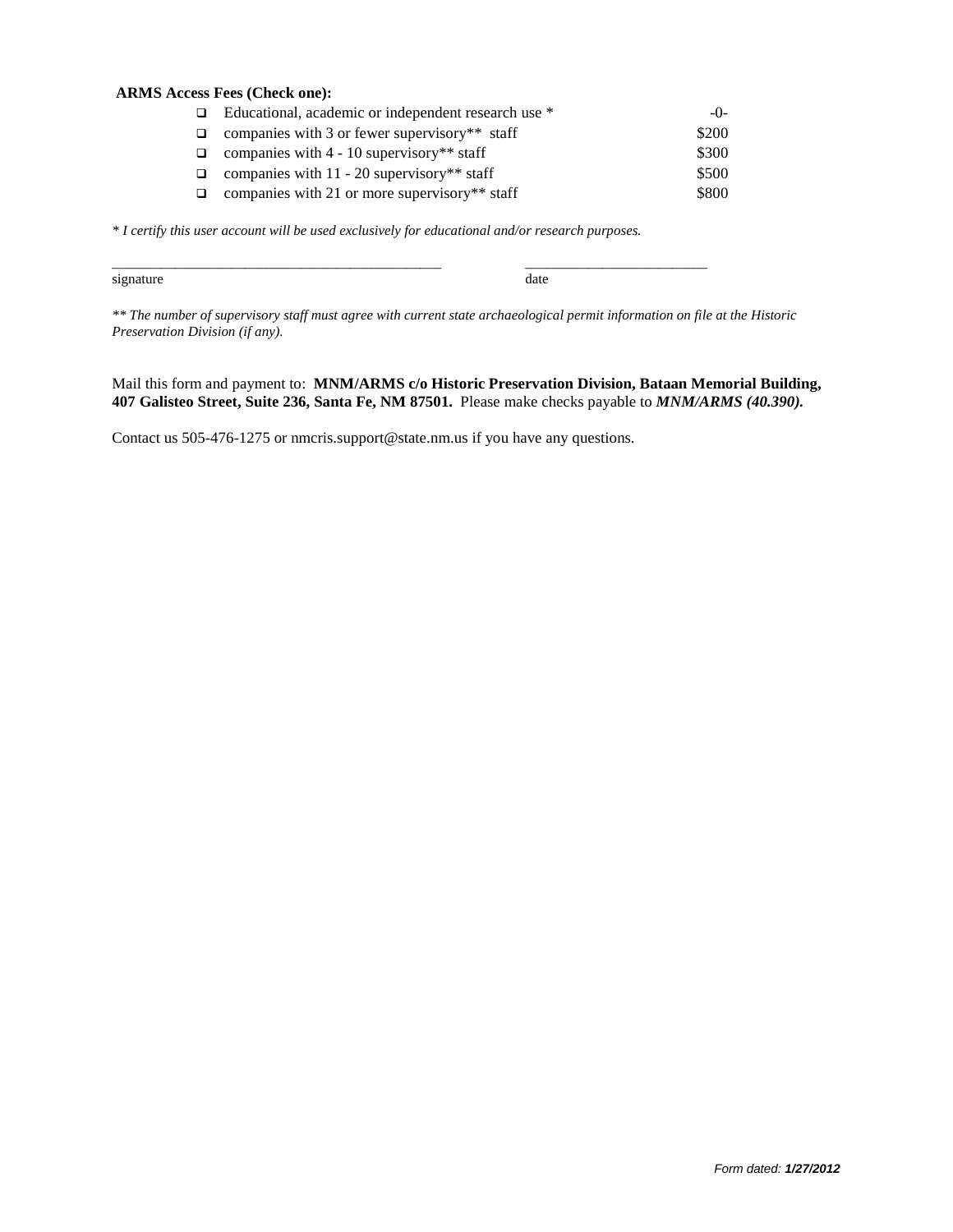**ARMS Access Fees (Check one):**

| | |
|---|---|
| ❑ Educational, academic or independent research use * | -0- |
| ❑ companies with 3 or fewer supervisory** staff | $200 |
| ❑ companies with 4 - 10 supervisory** staff | $300 |
| ❑ companies with 11 - 20 supervisory** staff | $500 |
| ❑ companies with 21 or more supervisory** staff | $800 |

*\* I certify this user account will be used exclusively for educational and/or research purposes.*

\_\_\_\_\_\_\_\_\_\_\_\_\_\_\_\_\_\_\_\_\_\_\_\_\_\_\_\_\_\_\_\_\_\_\_\_\_\_\_\_\_\_\_\_\_ \_\_\_\_\_\_\_\_\_\_\_\_\_\_\_\_\_\_\_\_\_\_\_\_\_\_
signature date

*\*\* The number of supervisory staff must agree with current state archaeological permit information on file at the Historic Preservation Division (if any).*

Mail this form and payment to: **MNM/ARMS c/o Historic Preservation Division, Bataan Memorial Building, 407 Galisteo Street, Suite 236, Santa Fe, NM 87501.** Please make checks payable to ***MNM/ARMS (40.390).***

Contact us 505-476-1275 or nmcris.support@state.nm.us if you have any questions.

*Form dated: **1/27/2012***